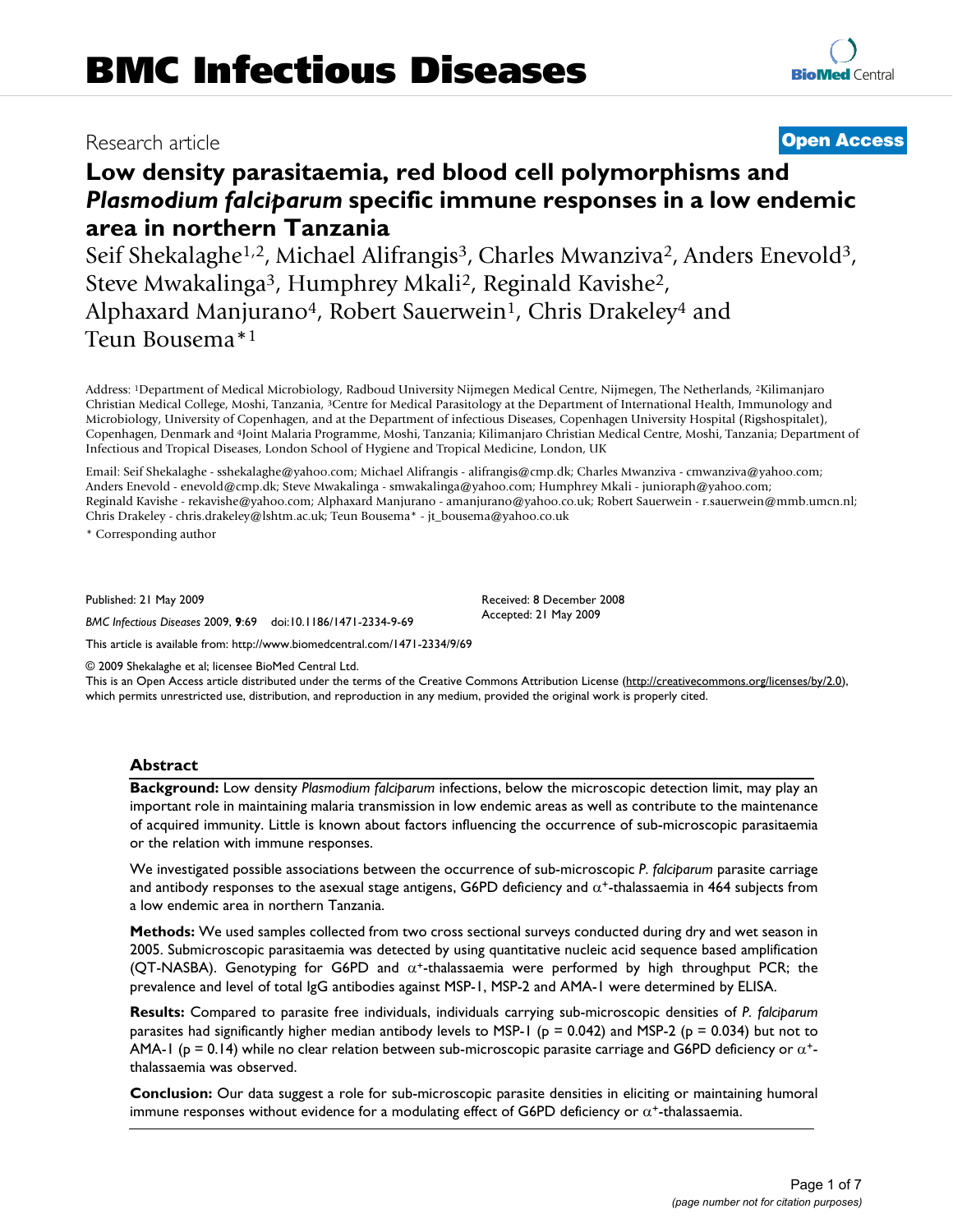# BMC Infectious Diseases

Research article

**Open Access**

# Low density parasitaemia, red blood cell polymorphisms and *Plasmodium falciparum* specific immune responses in a low endemic area in northern Tanzania

Seif Shekalaghe[1,2], Michael Alifrangis[3], Charles Mwanziva[2], Anders Enevold[3], Steve Mwakalinga[3], Humphrey Mkali[2], Reginald Kavishe[2], Alphaxard Manjurano[4], Robert Sauerwein[1], Chris Drakeley[4] and Teun Bousema*[1]

Address: [1]Department of Medical Microbiology, Radboud University Nijmegen Medical Centre, Nijmegen, The Netherlands, [2]Kilimanjaro Christian Medical College, Moshi, Tanzania, [3]Centre for Medical Parasitology at the Department of International Health, Immunology and Microbiology, University of Copenhagen, and at the Department of infectious Diseases, Copenhagen University Hospital (Rigshospitalet), Copenhagen, Denmark and [4]Joint Malaria Programme, Moshi, Tanzania; Kilimanjaro Christian Medical Centre, Moshi, Tanzania; Department of Infectious and Tropical Diseases, London School of Hygiene and Tropical Medicine, London, UK

Email: Seif Shekalaghe - sshekalaghe@yahoo.com; Michael Alifrangis - alifrangis@cmp.dk; Charles Mwanziva - cmwanziva@yahoo.com; Anders Enevold - enevold@cmp.dk; Steve Mwakalinga - smwakalinga@yahoo.com; Humphrey Mkali - junioraph@yahoo.com; Reginald Kavishe - rekavishe@yahoo.com; Alphaxard Manjurano - amanjurano@yahoo.co.uk; Robert Sauerwein - r.sauerwein@mmb.umcn.nl; Chris Drakeley - chris.drakeley@lshtm.ac.uk; Teun Bousema* - jt_bousema@yahoo.co.uk

\* Corresponding author

Published: 21 May 2009

*BMC Infectious Diseases* 2009, **9**:69 doi:10.1186/1471-2334-9-69

Received: 8 December 2008
Accepted: 21 May 2009

This article is available from: http://www.biomedcentral.com/1471-2334/9/69

© 2009 Shekalaghe et al; licensee BioMed Central Ltd.

This is an Open Access article distributed under the terms of the Creative Commons Attribution License (http://creativecommons.org/licenses/by/2.0), which permits unrestricted use, distribution, and reproduction in any medium, provided the original work is properly cited.

## Abstract

**Background:** Low density *Plasmodium falciparum* infections, below the microscopic detection limit, may play an important role in maintaining malaria transmission in low endemic areas as well as contribute to the maintenance of acquired immunity. Little is known about factors influencing the occurrence of sub-microscopic parasitaemia or the relation with immune responses.

We investigated possible associations between the occurrence of sub-microscopic *P. falciparum* parasite carriage and antibody responses to the asexual stage antigens, G6PD deficiency and $\alpha^+$-thalassaemia in 464 subjects from a low endemic area in northern Tanzania.

**Methods:** We used samples collected from two cross sectional surveys conducted during dry and wet season in 2005. Submicroscopic parasitaemia was detected by using quantitative nucleic acid sequence based amplification (QT-NASBA). Genotyping for G6PD and $\alpha^+$-thalassaemia were performed by high throughput PCR; the prevalence and level of total IgG antibodies against MSP-1, MSP-2 and AMA-1 were determined by ELISA.

**Results:** Compared to parasite free individuals, individuals carrying sub-microscopic densities of *P. falciparum* parasites had significantly higher median antibody levels to MSP-1 ($p = 0.042$) and MSP-2 ($p = 0.034$) but not to AMA-1 ($p = 0.14$) while no clear relation between sub-microscopic parasite carriage and G6PD deficiency or $\alpha^+$-thalassaemia was observed.

**Conclusion:** Our data suggest a role for sub-microscopic parasite densities in eliciting or maintaining humoral immune responses without evidence for a modulating effect of G6PD deficiency or $\alpha^+$-thalassaemia.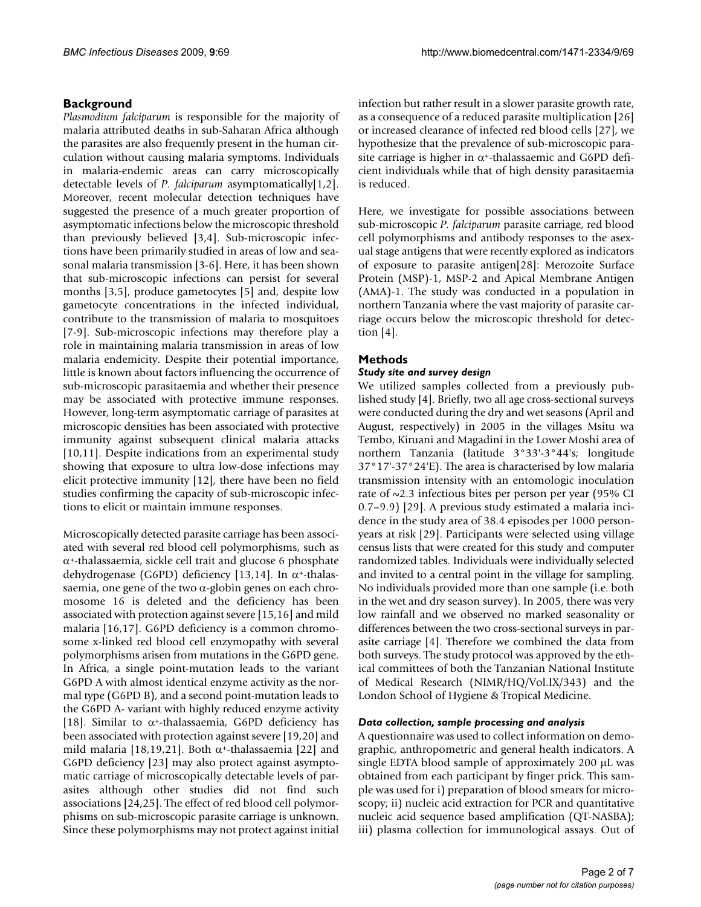## Background

*Plasmodium falciparum* is responsible for the majority of malaria attributed deaths in sub-Saharan Africa although the parasites are also frequently present in the human circulation without causing malaria symptoms. Individuals in malaria-endemic areas can carry microscopically detectable levels of *P. falciparum* asymptomatically[1,2]. Moreover, recent molecular detection techniques have suggested the presence of a much greater proportion of asymptomatic infections below the microscopic threshold than previously believed [3,4]. Sub-microscopic infections have been primarily studied in areas of low and seasonal malaria transmission [3-6]. Here, it has been shown that sub-microscopic infections can persist for several months [3,5], produce gametocytes [5] and, despite low gametocyte concentrations in the infected individual, contribute to the transmission of malaria to mosquitoes [7-9]. Sub-microscopic infections may therefore play a role in maintaining malaria transmission in areas of low malaria endemicity. Despite their potential importance, little is known about factors influencing the occurrence of sub-microscopic parasitaemia and whether their presence may be associated with protective immune responses. However, long-term asymptomatic carriage of parasites at microscopic densities has been associated with protective immunity against subsequent clinical malaria attacks [10,11]. Despite indications from an experimental study showing that exposure to ultra low-dose infections may elicit protective immunity [12], there have been no field studies confirming the capacity of sub-microscopic infections to elicit or maintain immune responses.

Microscopically detected parasite carriage has been associated with several red blood cell polymorphisms, such as $\alpha^+$-thalassaemia, sickle cell trait and glucose 6 phosphate dehydrogenase (G6PD) deficiency [13,14]. In $\alpha^+$-thalassaemia, one gene of the two $\alpha$-globin genes on each chromosome 16 is deleted and the deficiency has been associated with protection against severe [15,16] and mild malaria [16,17]. G6PD deficiency is a common chromosome x-linked red blood cell enzymopathy with several polymorphisms arisen from mutations in the G6PD gene. In Africa, a single point-mutation leads to the variant G6PD A with almost identical enzyme activity as the normal type (G6PD B), and a second point-mutation leads to the G6PD A- variant with highly reduced enzyme activity [18]. Similar to $\alpha^+$-thalassaemia, G6PD deficiency has been associated with protection against severe [19,20] and mild malaria [18,19,21]. Both $\alpha^+$-thalassaemia [22] and G6PD deficiency [23] may also protect against asymptomatic carriage of microscopically detectable levels of parasites although other studies did not find such associations [24,25]. The effect of red blood cell polymorphisms on sub-microscopic parasite carriage is unknown. Since these polymorphisms may not protect against initial infection but rather result in a slower parasite growth rate, as a consequence of a reduced parasite multiplication [26] or increased clearance of infected red blood cells [27], we hypothesize that the prevalence of sub-microscopic parasite carriage is higher in $\alpha^+$-thalassaemic and G6PD deficient individuals while that of high density parasitaemia is reduced.

Here, we investigate for possible associations between sub-microscopic *P. falciparum* parasite carriage, red blood cell polymorphisms and antibody responses to the asexual stage antigens that were recently explored as indicators of exposure to parasite antigen[28]: Merozoite Surface Protein (MSP)-1, MSP-2 and Apical Membrane Antigen (AMA)-1. The study was conducted in a population in northern Tanzania where the vast majority of parasite carriage occurs below the microscopic threshold for detection [4].

## Methods

### Study site and survey design

We utilized samples collected from a previously published study [4]. Briefly, two all age cross-sectional surveys were conducted during the dry and wet seasons (April and August, respectively) in 2005 in the villages Msitu wa Tembo, Kiruani and Magadini in the Lower Moshi area of northern Tanzania (latitude 3°33'-3°44's; longitude 37°17'-37°24'E). The area is characterised by low malaria transmission intensity with an entomologic inoculation rate of ~2.3 infectious bites per person per year (95% CI 0.7–9.9) [29]. A previous study estimated a malaria incidence in the study area of 38.4 episodes per 1000 person-years at risk [29]. Participants were selected using village census lists that were created for this study and computer randomized tables. Individuals were individually selected and invited to a central point in the village for sampling. No individuals provided more than one sample (i.e. both in the wet and dry season survey). In 2005, there was very low rainfall and we observed no marked seasonality or differences between the two cross-sectional surveys in parasite carriage [4]. Therefore we combined the data from both surveys. The study protocol was approved by the ethical committees of both the Tanzanian National Institute of Medical Research (NIMR/HQ/Vol.IX/343) and the London School of Hygiene & Tropical Medicine.

### Data collection, sample processing and analysis

A questionnaire was used to collect information on demographic, anthropometric and general health indicators. A single EDTA blood sample of approximately 200 μL was obtained from each participant by finger prick. This sample was used for i) preparation of blood smears for microscopy; ii) nucleic acid extraction for PCR and quantitative nucleic acid sequence based amplification (QT-NASBA); iii) plasma collection for immunological assays. Out of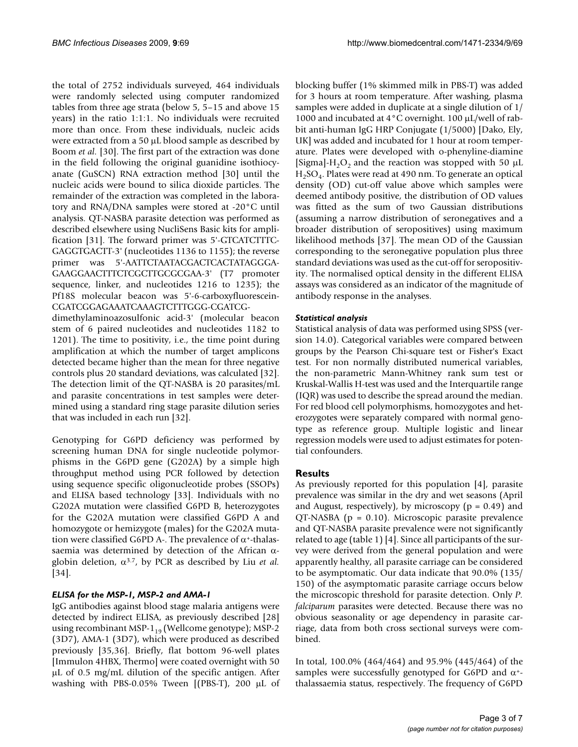the total of 2752 individuals surveyed, 464 individuals were randomly selected using computer randomized tables from three age strata (below 5, 5–15 and above 15 years) in the ratio 1:1:1. No individuals were recruited more than once. From these individuals, nucleic acids were extracted from a 50 μL blood sample as described by Boom *et al.* [30]. The first part of the extraction was done in the field following the original guanidine isothiocyanate (GuSCN) RNA extraction method [30] until the nucleic acids were bound to silica dioxide particles. The remainder of the extraction was completed in the laboratory and RNA/DNA samples were stored at -20°C until analysis. QT-NASBA parasite detection was performed as described elsewhere using NucliSens Basic kits for amplification [31]. The forward primer was 5'-GTCATCTTTC-GAGGTGACTT-3' (nucleotides 1136 to 1155); the reverse primer was 5'-AATTCTAATACGACTCACTATAGGGA-GAAGGAACTTTCTCGCTTGCGCGAA-3' (T7 promoter sequence, linker, and nucleotides 1216 to 1235); the Pf18S molecular beacon was 5'-6-carboxyfluorescein-CGATCGGAGAAATCAAAGTCTTTGGG-CGATCG-dimethylaminoazosulfonic acid-3' (molecular beacon stem of 6 paired nucleotides and nucleotides 1182 to 1201). The time to positivity, i.e., the time point during amplification at which the number of target amplicons detected became higher than the mean for three negative controls plus 20 standard deviations, was calculated [32]. The detection limit of the QT-NASBA is 20 parasites/mL and parasite concentrations in test samples were determined using a standard ring stage parasite dilution series that was included in each run [32].

Genotyping for G6PD deficiency was performed by screening human DNA for single nucleotide polymorphisms in the G6PD gene (G202A) by a simple high throughput method using PCR followed by detection using sequence specific oligonucleotide probes (SSOPs) and ELISA based technology [33]. Individuals with no G202A mutation were classified G6PD B, heterozygotes for the G202A mutation were classified G6PD A and homozygote or hemizygote (males) for the G202A mutation were classified G6PD A-. The prevalence of $\alpha^+$-thalassaemia was determined by detection of the African α-globin deletion, $\alpha^{3.7}$, by PCR as described by Liu *et al.* [34].

### *ELISA for the MSP-1, MSP-2 and AMA-1*

IgG antibodies against blood stage malaria antigens were detected by indirect ELISA, as previously described [28] using recombinant MSP-$1_{19}$ (Wellcome genotype); MSP-2 (3D7), AMA-1 (3D7), which were produced as described previously [35,36]. Briefly, flat bottom 96-well plates [Immulon 4HBX, Thermo] were coated overnight with 50 μL of 0.5 mg/mL dilution of the specific antigen. After washing with PBS-0.05% Tween [(PBS-T), 200 μL of blocking buffer (1% skimmed milk in PBS-T) was added for 3 hours at room temperature. After washing, plasma samples were added in duplicate at a single dilution of 1/1000 and incubated at 4°C overnight. 100 μL/well of rabbit anti-human IgG HRP Conjugate (1/5000) [Dako, Ely, UK] was added and incubated for 1 hour at room temperature. Plates were developed with o-phenyline-diamine [Sigma]-$H_2O_2$ and the reaction was stopped with 50 μL $H_2SO_4$. Plates were read at 490 nm. To generate an optical density (OD) cut-off value above which samples were deemed antibody positive, the distribution of OD values was fitted as the sum of two Gaussian distributions (assuming a narrow distribution of seronegatives and a broader distribution of seropositives) using maximum likelihood methods [37]. The mean OD of the Gaussian corresponding to the seronegative population plus three standard deviations was used as the cut-off for seropositivity. The normalised optical density in the different ELISA assays was considered as an indicator of the magnitude of antibody response in the analyses.

### *Statistical analysis*

Statistical analysis of data was performed using SPSS (version 14.0). Categorical variables were compared between groups by the Pearson Chi-square test or Fisher's Exact test. For non normally distributed numerical variables, the non-parametric Mann-Whitney rank sum test or Kruskal-Wallis H-test was used and the Interquartile range (IQR) was used to describe the spread around the median. For red blood cell polymorphisms, homozygotes and heterozygotes were separately compared with normal genotype as reference group. Multiple logistic and linear regression models were used to adjust estimates for potential confounders.

## Results

As previously reported for this population [4], parasite prevalence was similar in the dry and wet seasons (April and August, respectively), by microscopy ($p = 0.49$) and QT-NASBA ($p = 0.10$). Microscopic parasite prevalence and QT-NASBA parasite prevalence were not significantly related to age (table 1) [4]. Since all participants of the survey were derived from the general population and were apparently healthy, all parasite carriage can be considered to be asymptomatic. Our data indicate that 90.0% (135/150) of the asymptomatic parasite carriage occurs below the microscopic threshold for parasite detection. Only *P. falciparum* parasites were detected. Because there was no obvious seasonality or age dependency in parasite carriage, data from both cross sectional surveys were combined.

In total, 100.0% (464/464) and 95.9% (445/464) of the samples were successfully genotyped for G6PD and $\alpha^+$-thalassaemia status, respectively. The frequency of G6PD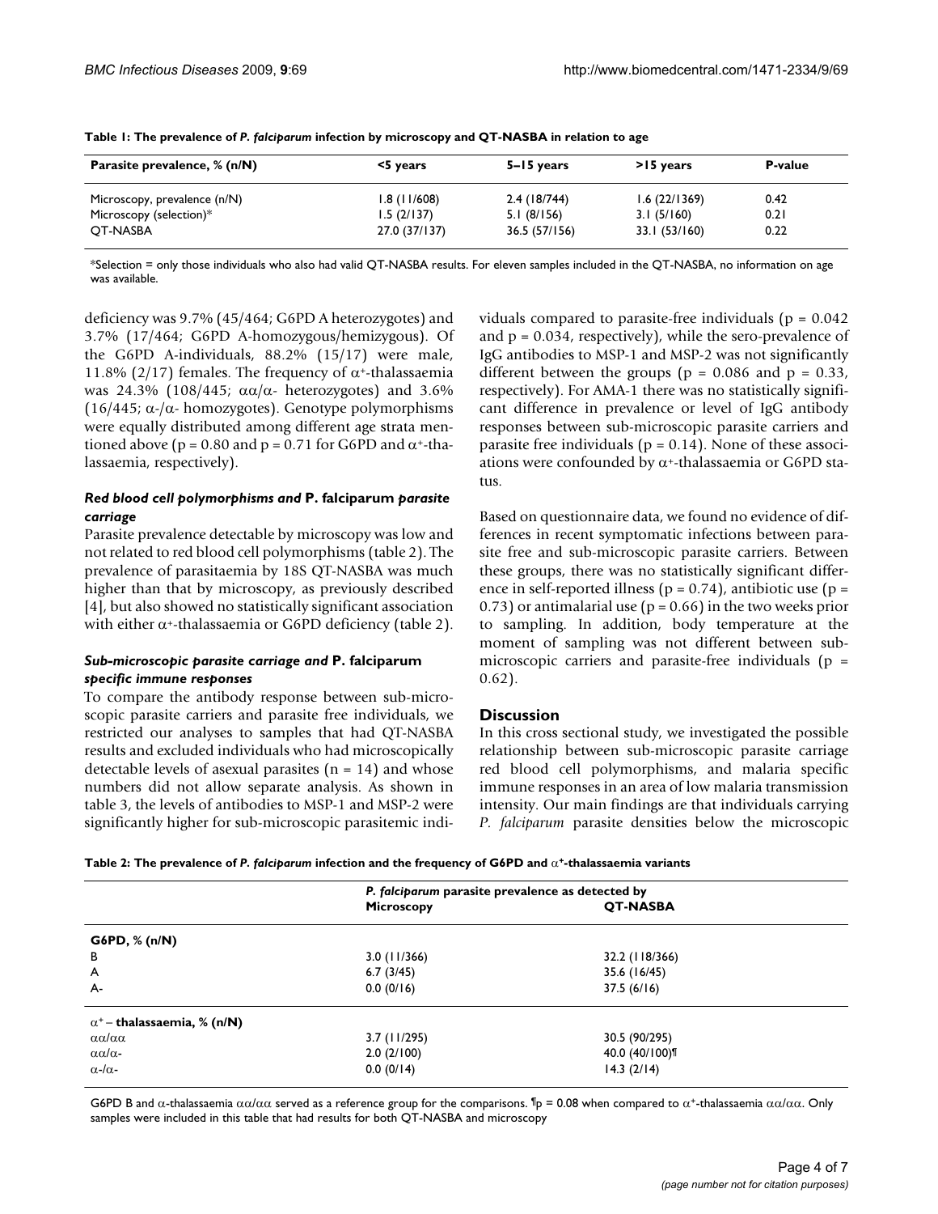**Table 1: The prevalence of *P. falciparum* infection by microscopy and QT-NASBA in relation to age**

| Parasite prevalence, % (n/N) | <5 years | 5–15 years | >15 years | P-value |
| --- | --- | --- | --- | --- |
| Microscopy, prevalence (n/N) | 1.8 (11/608) | 2.4 (18/744) | 1.6 (22/1369) | 0.42 |
| Microscopy (selection)* | 1.5 (2/137) | 5.1 (8/156) | 3.1 (5/160) | 0.21 |
| QT-NASBA | 27.0 (37/137) | 36.5 (57/156) | 33.1 (53/160) | 0.22 |

*Selection = only those individuals who also had valid QT-NASBA results. For eleven samples included in the QT-NASBA, no information on age was available.

deficiency was 9.7% (45/464; G6PD A heterozygotes) and 3.7% (17/464; G6PD A-homozygous/hemizygous). Of the G6PD A-individuals, 88.2% (15/17) were male, 11.8% (2/17) females. The frequency of $\alpha^{+}$-thalassaemia was 24.3% (108/445; $\alpha\alpha/\alpha$- heterozygotes) and 3.6% (16/445; $\alpha$-/$\alpha$- homozygotes). Genotype polymorphisms were equally distributed among different age strata mentioned above ($p = 0.80$ and $p = 0.71$ for G6PD and $\alpha^{+}$-thalassaemia, respectively).

### *Red blood cell polymorphisms and* P. falciparum *parasite carriage*

Parasite prevalence detectable by microscopy was low and not related to red blood cell polymorphisms (table 2). The prevalence of parasitaemia by 18S QT-NASBA was much higher than that by microscopy, as previously described [4], but also showed no statistically significant association with either $\alpha^{+}$-thalassaemia or G6PD deficiency (table 2).

### *Sub-microscopic parasite carriage and* P. falciparum *specific immune responses*

To compare the antibody response between sub-microscopic parasite carriers and parasite free individuals, we restricted our analyses to samples that had QT-NASBA results and excluded individuals who had microscopically detectable levels of asexual parasites (n = 14) and whose numbers did not allow separate analysis. As shown in table 3, the levels of antibodies to MSP-1 and MSP-2 were significantly higher for sub-microscopic parasitemic individuals compared to parasite-free individuals ($p = 0.042$ and $p = 0.034$, respectively), while the sero-prevalence of IgG antibodies to MSP-1 and MSP-2 was not significantly different between the groups ($p = 0.086$ and $p = 0.33$, respectively). For AMA-1 there was no statistically significant difference in prevalence or level of IgG antibody responses between sub-microscopic parasite carriers and parasite free individuals ($p = 0.14$). None of these associations were confounded by $\alpha^{+}$-thalassaemia or G6PD status.

Based on questionnaire data, we found no evidence of differences in recent symptomatic infections between parasite free and sub-microscopic parasite carriers. Between these groups, there was no statistically significant difference in self-reported illness ($p = 0.74$), antibiotic use ($p = 0.73$) or antimalarial use ($p = 0.66$) in the two weeks prior to sampling. In addition, body temperature at the moment of sampling was not different between sub-microscopic carriers and parasite-free individuals ($p = 0.62$).

## Discussion

In this cross sectional study, we investigated the possible relationship between sub-microscopic parasite carriage red blood cell polymorphisms, and malaria specific immune responses in an area of low malaria transmission intensity. Our main findings are that individuals carrying *P. falciparum* parasite densities below the microscopic

**Table 2: The prevalence of *P. falciparum* infection and the frequency of G6PD and $\alpha^{+}$-thalassaemia variants**

| | *P. falciparum* parasite prevalence as detected by | |
| --- | --- | --- |
| | **Microscopy** | **QT-NASBA** |
| **G6PD, % (n/N)** | | |
| B | 3.0 (11/366) | 32.2 (118/366) |
| A | 6.7 (3/45) | 35.6 (16/45) |
| A- | 0.0 (0/16) | 37.5 (6/16) |
| **$\alpha^{+}$ – thalassaemia, % (n/N)** | | |
| $\alpha\alpha/\alpha\alpha$ | 3.7 (11/295) | 30.5 (90/295) |
| $\alpha\alpha/\alpha$- | 2.0 (2/100) | 40.0 (40/100)¶ |
| $\alpha$-/$\alpha$- | 0.0 (0/14) | 14.3 (2/14) |

G6PD B and $\alpha$-thalassaemia $\alpha\alpha/\alpha\alpha$ served as a reference group for the comparisons. ¶p = 0.08 when compared to $\alpha^{+}$-thalassaemia $\alpha\alpha/\alpha\alpha$. Only samples were included in this table that had results for both QT-NASBA and microscopy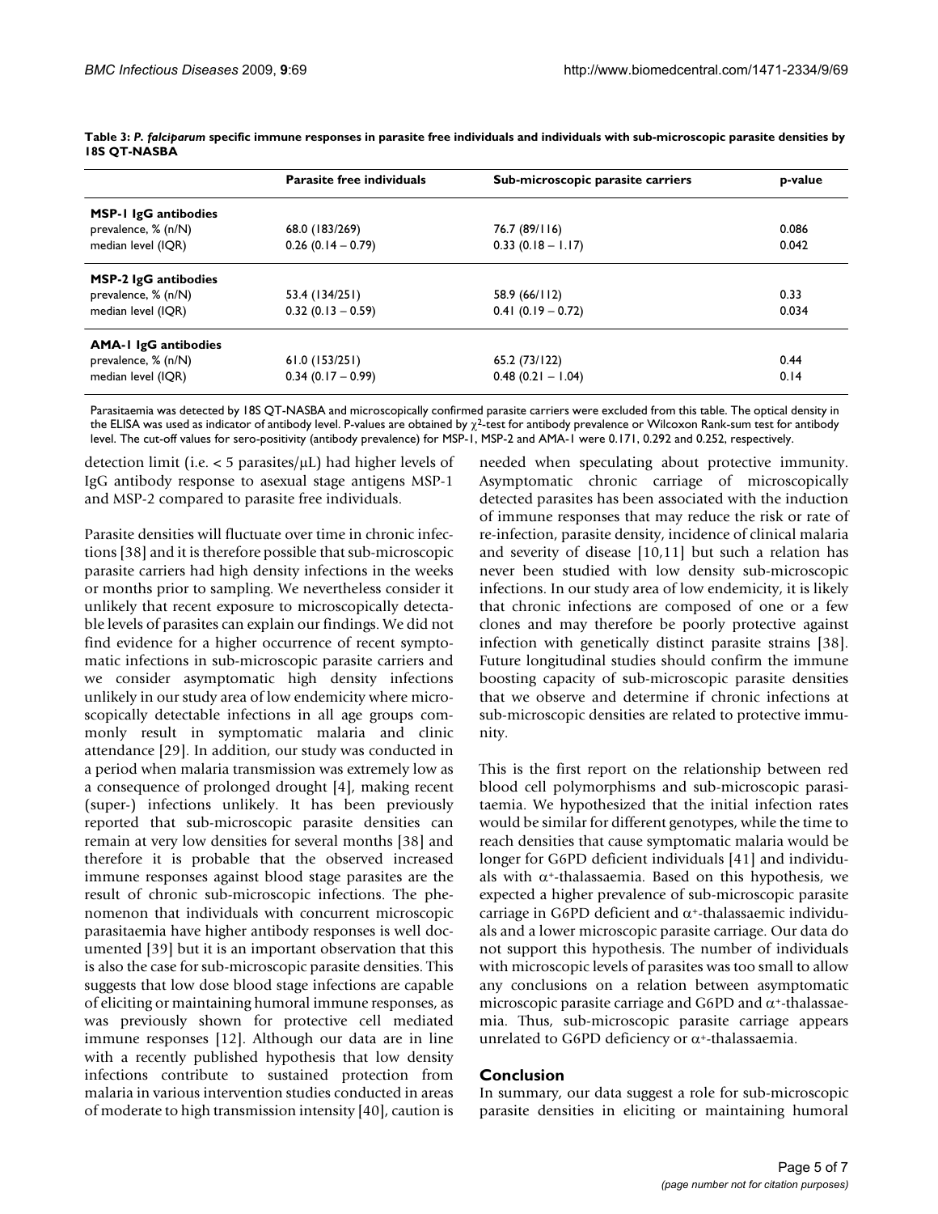**Table 3: *P. falciparum* specific immune responses in parasite free individuals and individuals with sub-microscopic parasite densities by 18S QT-NASBA**

| | Parasite free individuals | Sub-microscopic parasite carriers | p-value |
|---|---|---|---|
| **MSP-1 IgG antibodies** | | | |
| prevalence, % (n/N) | 68.0 (183/269) | 76.7 (89/116) | 0.086 |
| median level (IQR) | 0.26 (0.14 – 0.79) | 0.33 (0.18 – 1.17) | 0.042 |
| **MSP-2 IgG antibodies** | | | |
| prevalence, % (n/N) | 53.4 (134/251) | 58.9 (66/112) | 0.33 |
| median level (IQR) | 0.32 (0.13 – 0.59) | 0.41 (0.19 – 0.72) | 0.034 |
| **AMA-1 IgG antibodies** | | | |
| prevalence, % (n/N) | 61.0 (153/251) | 65.2 (73/122) | 0.44 |
| median level (IQR) | 0.34 (0.17 – 0.99) | 0.48 (0.21 – 1.04) | 0.14 |

Parasitaemia was detected by 18S QT-NASBA and microscopically confirmed parasite carriers were excluded from this table. The optical density in the ELISA was used as indicator of antibody level. P-values are obtained by $\chi^2$-test for antibody prevalence or Wilcoxon Rank-sum test for antibody level. The cut-off values for sero-positivity (antibody prevalence) for MSP-1, MSP-2 and AMA-1 were 0.171, 0.292 and 0.252, respectively.

detection limit (i.e. < 5 parasites/μL) had higher levels of IgG antibody response to asexual stage antigens MSP-1 and MSP-2 compared to parasite free individuals.

Parasite densities will fluctuate over time in chronic infections [38] and it is therefore possible that sub-microscopic parasite carriers had high density infections in the weeks or months prior to sampling. We nevertheless consider it unlikely that recent exposure to microscopically detectable levels of parasites can explain our findings. We did not find evidence for a higher occurrence of recent symptomatic infections in sub-microscopic parasite carriers and we consider asymptomatic high density infections unlikely in our study area of low endemicity where microscopically detectable infections in all age groups commonly result in symptomatic malaria and clinic attendance [29]. In addition, our study was conducted in a period when malaria transmission was extremely low as a consequence of prolonged drought [4], making recent (super-) infections unlikely. It has been previously reported that sub-microscopic parasite densities can remain at very low densities for several months [38] and therefore it is probable that the observed increased immune responses against blood stage parasites are the result of chronic sub-microscopic infections. The phenomenon that individuals with concurrent microscopic parasitaemia have higher antibody responses is well documented [39] but it is an important observation that this is also the case for sub-microscopic parasite densities. This suggests that low dose blood stage infections are capable of eliciting or maintaining humoral immune responses, as was previously shown for protective cell mediated immune responses [12]. Although our data are in line with a recently published hypothesis that low density infections contribute to sustained protection from malaria in various intervention studies conducted in areas of moderate to high transmission intensity [40], caution is needed when speculating about protective immunity. Asymptomatic chronic carriage of microscopically detected parasites has been associated with the induction of immune responses that may reduce the risk or rate of re-infection, parasite density, incidence of clinical malaria and severity of disease [10,11] but such a relation has never been studied with low density sub-microscopic infections. In our study area of low endemicity, it is likely that chronic infections are composed of one or a few clones and may therefore be poorly protective against infection with genetically distinct parasite strains [38]. Future longitudinal studies should confirm the immune boosting capacity of sub-microscopic parasite densities that we observe and determine if chronic infections at sub-microscopic densities are related to protective immunity.

This is the first report on the relationship between red blood cell polymorphisms and sub-microscopic parasitaemia. We hypothesized that the initial infection rates would be similar for different genotypes, while the time to reach densities that cause symptomatic malaria would be longer for G6PD deficient individuals [41] and individuals with $\alpha^+$-thalassaemia. Based on this hypothesis, we expected a higher prevalence of sub-microscopic parasite carriage in G6PD deficient and $\alpha^+$-thalassaemic individuals and a lower microscopic parasite carriage. Our data do not support this hypothesis. The number of individuals with microscopic levels of parasites was too small to allow any conclusions on a relation between asymptomatic microscopic parasite carriage and G6PD and $\alpha^+$-thalassaemia. Thus, sub-microscopic parasite carriage appears unrelated to G6PD deficiency or $\alpha^+$-thalassaemia.

## Conclusion

In summary, our data suggest a role for sub-microscopic parasite densities in eliciting or maintaining humoral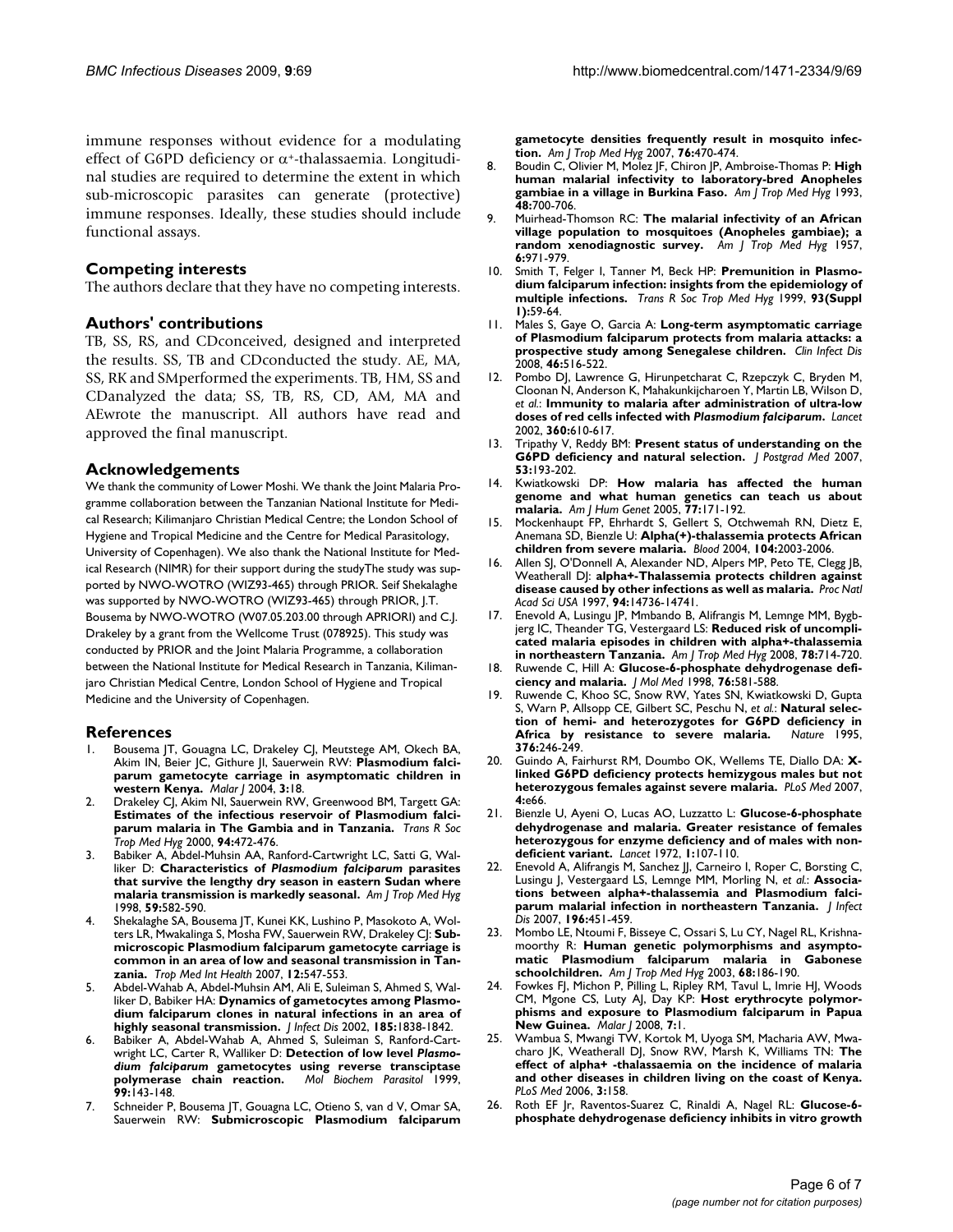immune responses without evidence for a modulating effect of G6PD deficiency or $\alpha^{+}$-thalassaemia. Longitudinal studies are required to determine the extent in which sub-microscopic parasites can generate (protective) immune responses. Ideally, these studies should include functional assays.

## Competing interests

The authors declare that they have no competing interests.

## Authors' contributions

TB, SS, RS, and CDconceived, designed and interpreted the results. SS, TB and CDconducted the study. AE, MA, SS, RK and SMperformed the experiments. TB, HM, SS and CDanalyzed the data; SS, TB, RS, CD, AM, MA and AEwrote the manuscript. All authors have read and approved the final manuscript.

## Acknowledgements

We thank the community of Lower Moshi. We thank the Joint Malaria Programme collaboration between the Tanzanian National Institute for Medical Research; Kilimanjaro Christian Medical Centre; the London School of Hygiene and Tropical Medicine and the Centre for Medical Parasitology, University of Copenhagen). We also thank the National Institute for Medical Research (NIMR) for their support during the studyThe study was supported by NWO-WOTRO (WIZ93-465) through PRIOR. Seif Shekalaghe was supported by NWO-WOTRO (WIZ93-465) through PRIOR, J.T. Bousema by NWO-WOTRO (W07.05.203.00 through APRIORI) and C.J. Drakeley by a grant from the Wellcome Trust (078925). This study was conducted by PRIOR and the Joint Malaria Programme, a collaboration between the National Institute for Medical Research in Tanzania, Kilimanjaro Christian Medical Centre, London School of Hygiene and Tropical Medicine and the University of Copenhagen.

## References

1. Bousema JT, Gouagna LC, Drakeley CJ, Meutstege AM, Okech BA, Akim IN, Beier JC, Githure JI, Sauerwein RW: **Plasmodium falciparum gametocyte carriage in asymptomatic children in western Kenya.** *Malar J* 2004, **3:**18.
2. Drakeley CJ, Akim NI, Sauerwein RW, Greenwood BM, Targett GA: **Estimates of the infectious reservoir of Plasmodium falciparum malaria in The Gambia and in Tanzania.** *Trans R Soc Trop Med Hyg* 2000, **94:**472-476.
3. Babiker A, Abdel-Muhsin AA, Ranford-Cartwright LC, Satti G, Walliker D: **Characteristics of *Plasmodium falciparum* parasites that survive the lengthy dry season in eastern Sudan where malaria transmission is markedly seasonal.** *Am J Trop Med Hyg* 1998, **59:**582-590.
4. Shekalaghe SA, Bousema JT, Kunei KK, Lushino P, Masokoto A, Wolters LR, Mwakalinga S, Mosha FW, Sauerwein RW, Drakeley CJ: **Submicroscopic Plasmodium falciparum gametocyte carriage is common in an area of low and seasonal transmission in Tanzania.** *Trop Med Int Health* 2007, **12:**547-553.
5. Abdel-Wahab A, Abdel-Muhsin AM, Ali E, Suleiman S, Ahmed S, Walliker D, Babiker HA: **Dynamics of gametocytes among Plasmodium falciparum clones in natural infections in an area of highly seasonal transmission.** *J Infect Dis* 2002, **185:**1838-1842.
6. Babiker A, Abdel-Wahab A, Ahmed S, Suleiman S, Ranford-Cartwright LC, Carter R, Walliker D: **Detection of low level *Plasmodium falciparum* gametocytes using reverse transciptase polymerase chain reaction.** *Mol Biochem Parasitol* 1999, **99:**143-148.
7. Schneider P, Bousema JT, Gouagna LC, Otieno S, van d V, Omar SA, Sauerwein RW: **Submicroscopic Plasmodium falciparum gametocyte densities frequently result in mosquito infection.** *Am J Trop Med Hyg* 2007, **76:**470-474.
8. Boudin C, Olivier M, Molez JF, Chiron JP, Ambroise-Thomas P: **High human malarial infectivity to laboratory-bred Anopheles gambiae in a village in Burkina Faso.** *Am J Trop Med Hyg* 1993, **48:**700-706.
9. Muirhead-Thomson RC: **The malarial infectivity of an African village population to mosquitoes (Anopheles gambiae); a random xenodiagnostic survey.** *Am J Trop Med Hyg* 1957, **6:**971-979.
10. Smith T, Felger I, Tanner M, Beck HP: **Premunition in Plasmodium falciparum infection: insights from the epidemiology of multiple infections.** *Trans R Soc Trop Med Hyg* 1999, **93(Suppl 1):**59-64.
11. Males S, Gaye O, Garcia A: **Long-term asymptomatic carriage of Plasmodium falciparum protects from malaria attacks: a prospective study among Senegalese children.** *Clin Infect Dis* 2008, **46:**516-522.
12. Pombo DJ, Lawrence G, Hirunpetcharat C, Rzepczyk C, Bryden M, Cloonan N, Anderson K, Mahakunkijcharoen Y, Martin LB, Wilson D, *et al.*: **Immunity to malaria after administration of ultra-low doses of red cells infected with *Plasmodium falciparum*.** *Lancet* 2002, **360:**610-617.
13. Tripathy V, Reddy BM: **Present status of understanding on the G6PD deficiency and natural selection.** *J Postgrad Med* 2007, **53:**193-202.
14. Kwiatkowski DP: **How malaria has affected the human genome and what human genetics can teach us about malaria.** *Am J Hum Genet* 2005, **77:**171-192.
15. Mockenhaupt FP, Ehrhardt S, Gellert S, Otchwemah RN, Dietz E, Anemana SD, Bienzle U: **Alpha(+)-thalassemia protects African children from severe malaria.** *Blood* 2004, **104:**2003-2006.
16. Allen SJ, O'Donnell A, Alexander ND, Alpers MP, Peto TE, Clegg JB, Weatherall DJ: **alpha+-Thalassemia protects children against disease caused by other infections as well as malaria.** *Proc Natl Acad Sci USA* 1997, **94:**14736-14741.
17. Enevold A, Lusingu JP, Mmbando B, Alifrangis M, Lemnge MM, Bygbjerg IC, Theander TG, Vestergaard LS: **Reduced risk of uncomplicated malaria episodes in children with alpha+-thalassemia in northeastern Tanzania.** *Am J Trop Med Hyg* 2008, **78:**714-720.
18. Ruwende C, Hill A: **Glucose-6-phosphate dehydrogenase deficiency and malaria.** *J Mol Med* 1998, **76:**581-588.
19. Ruwende C, Khoo SC, Snow RW, Yates SN, Kwiatkowski D, Gupta S, Warn P, Allsopp CE, Gilbert SC, Peschu N, *et al.*: **Natural selection of hemi- and heterozygotes for G6PD deficiency in Africa by resistance to severe malaria.** *Nature* 1995, **376:**246-249.
20. Guindo A, Fairhurst RM, Doumbo OK, Wellems TE, Diallo DA: **X-linked G6PD deficiency protects hemizygous males but not heterozygous females against severe malaria.** *PLoS Med* 2007, **4:**e66.
21. Bienzle U, Ayeni O, Lucas AO, Luzzatto L: **Glucose-6-phosphate dehydrogenase and malaria. Greater resistance of females heterozygous for enzyme deficiency and of males with non-deficient variant.** *Lancet* 1972, **1:**107-110.
22. Enevold A, Alifrangis M, Sanchez JJ, Carneiro I, Roper C, Borsting C, Lusingu J, Vestergaard LS, Lemnge MM, Morling N, *et al.*: **Associations between alpha+-thalassemia and Plasmodium falciparum malarial infection in northeastern Tanzania.** *J Infect Dis* 2007, **196:**451-459.
23. Mombo LE, Ntoumi F, Bisseye C, Ossari S, Lu CY, Nagel RL, Krishnamoorthy R: **Human genetic polymorphisms and asymptomatic Plasmodium falciparum malaria in Gabonese schoolchildren.** *Am J Trop Med Hyg* 2003, **68:**186-190.
24. Fowkes FJ, Michon P, Pilling L, Ripley RM, Tavul L, Imrie HJ, Woods CM, Mgone CS, Luty AJ, Day KP: **Host erythrocyte polymorphisms and exposure to Plasmodium falciparum in Papua New Guinea.** *Malar J* 2008, **7:**1.
25. Wambua S, Mwangi TW, Kortok M, Uyoga SM, Macharia AW, Mwacharo JK, Weatherall DJ, Snow RW, Marsh K, Williams TN: **The effect of alpha+ -thalassaemia on the incidence of malaria and other diseases in children living on the coast of Kenya.** *PLoS Med* 2006, **3:**158.
26. Roth EF Jr, Raventos-Suarez C, Rinaldi A, Nagel RL: **Glucose-6-phosphate dehydrogenase deficiency inhibits in vitro growth**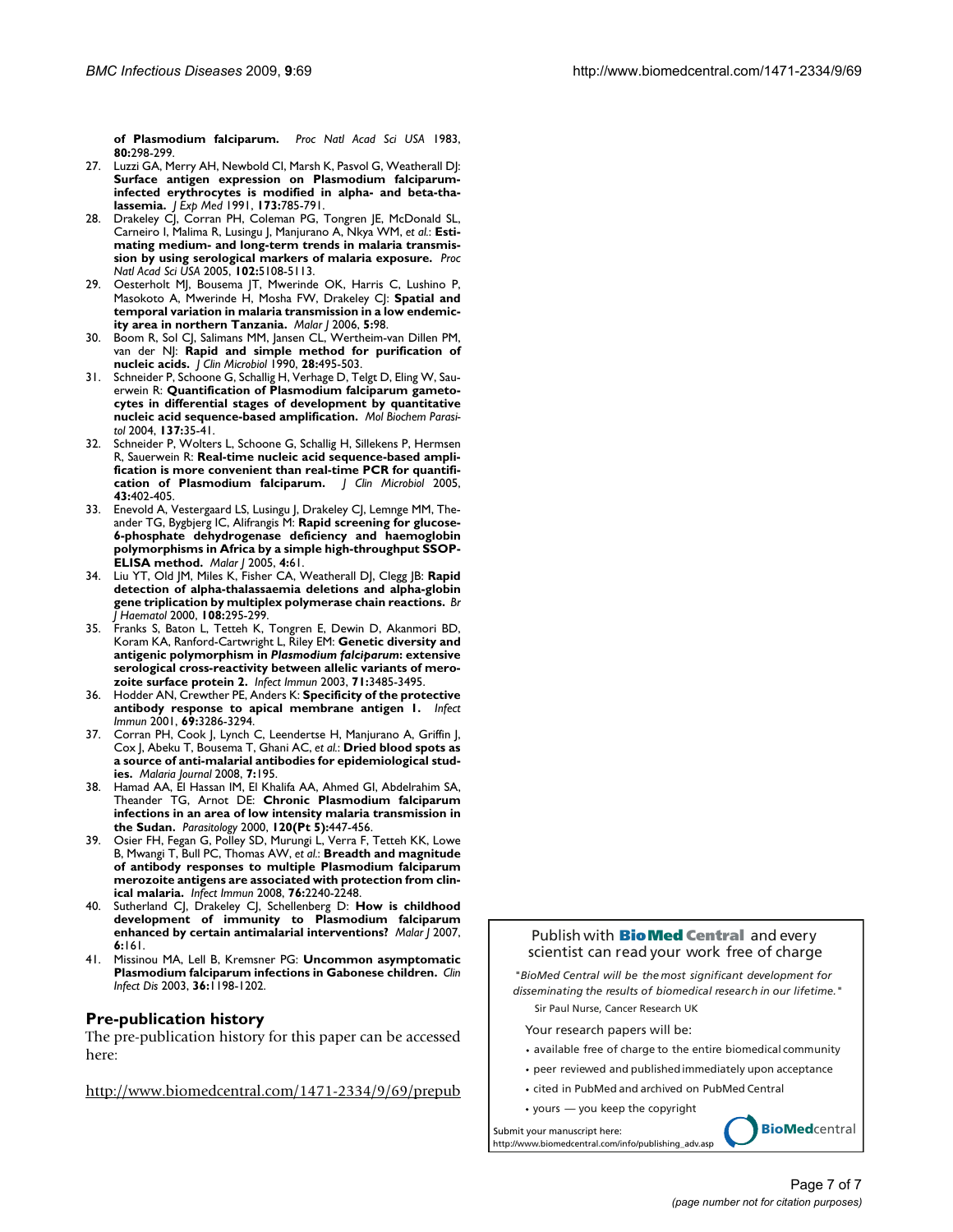**of Plasmodium falciparum.** *Proc Natl Acad Sci USA* 1983, **80:**298-299.

27. Luzzi GA, Merry AH, Newbold CI, Marsh K, Pasvol G, Weatherall DJ: **Surface antigen expression on Plasmodium falciparum-infected erythrocytes is modified in alpha- and beta-thalassemia.** *J Exp Med* 1991, **173:**785-791.
28. Drakeley CJ, Corran PH, Coleman PG, Tongren JE, McDonald SL, Carneiro I, Malima R, Lusingu J, Manjurano A, Nkya WM, *et al.*: **Estimating medium- and long-term trends in malaria transmission by using serological markers of malaria exposure.** *Proc Natl Acad Sci USA* 2005, **102:**5108-5113.
29. Oesterholt MJ, Bousema JT, Mwerinde OK, Harris C, Lushino P, Masokoto A, Mwerinde H, Mosha FW, Drakeley CJ: **Spatial and temporal variation in malaria transmission in a low endemicity area in northern Tanzania.** *Malar J* 2006, **5:**98.
30. Boom R, Sol CJ, Salimans MM, Jansen CL, Wertheim-van Dillen PM, van der NJ: **Rapid and simple method for purification of nucleic acids.** *J Clin Microbiol* 1990, **28:**495-503.
31. Schneider P, Schoone G, Schallig H, Verhage D, Telgt D, Eling W, Sauerwein R: **Quantification of Plasmodium falciparum gametocytes in differential stages of development by quantitative nucleic acid sequence-based amplification.** *Mol Biochem Parasitol* 2004, **137:**35-41.
32. Schneider P, Wolters L, Schoone G, Schallig H, Sillekens P, Hermsen R, Sauerwein R: **Real-time nucleic acid sequence-based amplification is more convenient than real-time PCR for quantification of Plasmodium falciparum.** *J Clin Microbiol* 2005, **43:**402-405.
33. Enevold A, Vestergaard LS, Lusingu J, Drakeley CJ, Lemnge MM, Theander TG, Bygbjerg IC, Alifrangis M: **Rapid screening for glucose-6-phosphate dehydrogenase deficiency and haemoglobin polymorphisms in Africa by a simple high-throughput SSOP-ELISA method.** *Malar J* 2005, **4:**61.
34. Liu YT, Old JM, Miles K, Fisher CA, Weatherall DJ, Clegg JB: **Rapid detection of alpha-thalassaemia deletions and alpha-globin gene triplication by multiplex polymerase chain reactions.** *Br J Haematol* 2000, **108:**295-299.
35. Franks S, Baton L, Tetteh K, Tongren E, Dewin D, Akanmori BD, Koram KA, Ranford-Cartwright L, Riley EM: **Genetic diversity and antigenic polymorphism in *Plasmodium falciparum*: extensive serological cross-reactivity between allelic variants of merozoite surface protein 2.** *Infect Immun* 2003, **71:**3485-3495.
36. Hodder AN, Crewther PE, Anders K: **Specificity of the protective antibody response to apical membrane antigen 1.** *Infect Immun* 2001, **69:**3286-3294.
37. Corran PH, Cook J, Lynch C, Leendertse H, Manjurano A, Griffin J, Cox J, Abeku T, Bousema T, Ghani AC, *et al.*: **Dried blood spots as a source of anti-malarial antibodies for epidemiological studies.** *Malaria Journal* 2008, **7:**195.
38. Hamad AA, El Hassan IM, El Khalifa AA, Ahmed GI, Abdelrahim SA, Theander TG, Arnot DE: **Chronic Plasmodium falciparum infections in an area of low intensity malaria transmission in the Sudan.** *Parasitology* 2000, **120(Pt 5):**447-456.
39. Osier FH, Fegan G, Polley SD, Murungi L, Verra F, Tetteh KK, Lowe B, Mwangi T, Bull PC, Thomas AW, *et al.*: **Breadth and magnitude of antibody responses to multiple Plasmodium falciparum merozoite antigens are associated with protection from clinical malaria.** *Infect Immun* 2008, **76:**2240-2248.
40. Sutherland CJ, Drakeley CJ, Schellenberg D: **How is childhood development of immunity to Plasmodium falciparum enhanced by certain antimalarial interventions?** *Malar J* 2007, **6:**161.
41. Missinou MA, Lell B, Kremsner PG: **Uncommon asymptomatic Plasmodium falciparum infections in Gabonese children.** *Clin Infect Dis* 2003, **36:**1198-1202.

## Pre-publication history

The pre-publication history for this paper can be accessed here:

http://www.biomedcentral.com/1471-2334/9/69/prepub

Publish with **BioMed Central** and every scientist can read your work free of charge

*"BioMed Central will be the most significant development for disseminating the results of biomedical research in our lifetime."*

Sir Paul Nurse, Cancer Research UK

Your research papers will be:

- available free of charge to the entire biomedical community
- peer reviewed and published immediately upon acceptance
- cited in PubMed and archived on PubMed Central
- yours — you keep the copyright

Submit your manuscript here:
http://www.biomedcentral.com/info/publishing_adv.asp

BioMedcentral